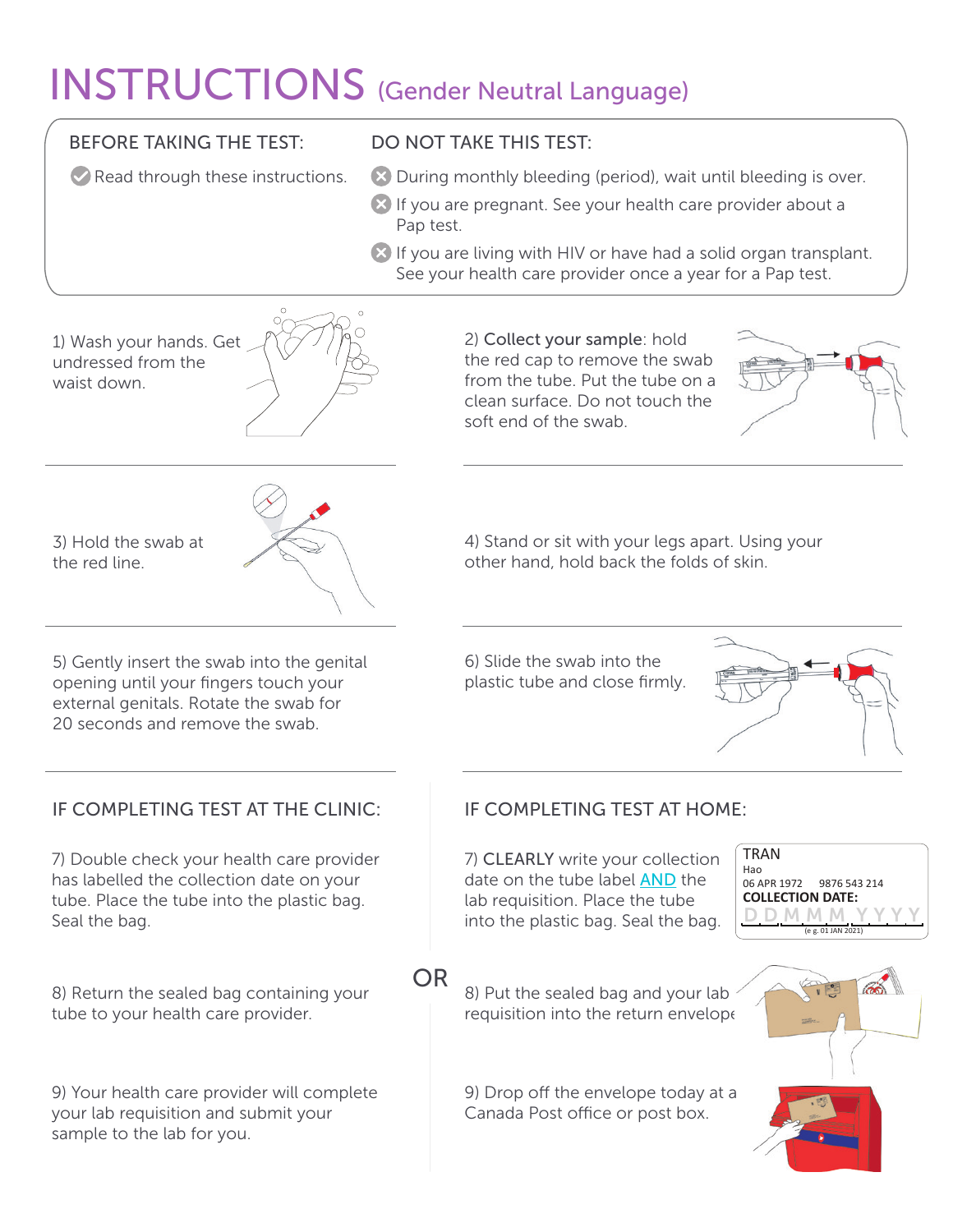# INSTRUCTIONS (Gender Neutral Language)

**BEFORE TAKING THE TEST:**

- Read through these instructions.

**DO NOT TAKE THIS TEST:**

- During monthly bleeding (period), wait until bleeding is over.
- If you are pregnant. See your health care provider about a Pap test.
- If you are living with HIV or have had a solid organ transplant. See your health care provider once a year for a Pap test.

1) Wash your hands. Get undressed from the waist down.

2) **Collect your sample**: hold the red cap to remove the swab from the tube. Put the tube on a clean surface. Do not touch the soft end of the swab.

3) Hold the swab at the red line.

4) Stand or sit with your legs apart. Using your other hand, hold back the folds of skin.

5) Gently insert the swab into the genital opening until your fingers touch your external genitals. Rotate the swab for 20 seconds and remove the swab.

6) Slide the swab into the plastic tube and close firmly.

## IF COMPLETING TEST AT THE CLINIC:

7) Double check your health care provider has labelled the collection date on your tube. Place the tube into the plastic bag. Seal the bag.

8) Return the sealed bag containing your tube to your health care provider.

9) Your health care provider will complete your lab requisition and submit your sample to the lab for you.

OR

## IF COMPLETING TEST AT HOME:

7) **CLEARLY** write your collection date on the tube label AND the lab requisition. Place the tube into the plastic bag. Seal the bag.

TRAN
Hao
06 APR 1972 9876 543 214
**COLLECTION DATE:**
D D M M M Y Y Y Y
(e g. 01 JAN 2021)

8) Put the sealed bag and your lab requisition into the return envelope.

9) Drop off the envelope today at a Canada Post office or post box.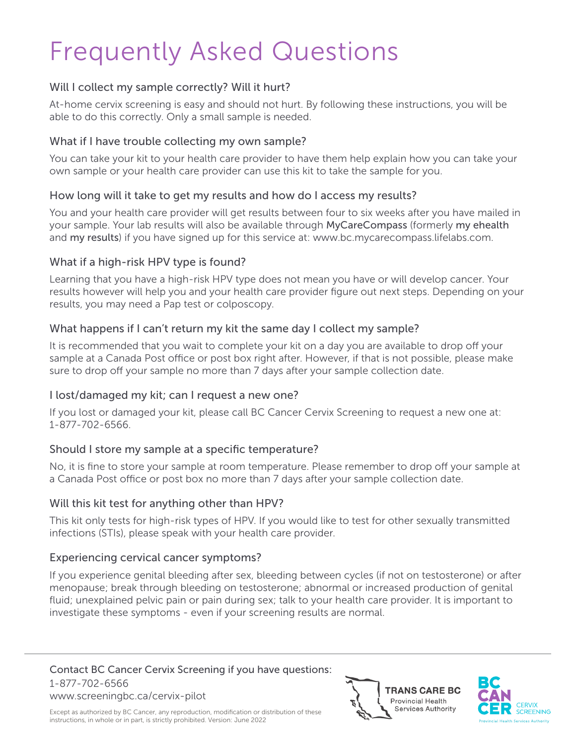# Frequently Asked Questions

### Will I collect my sample correctly? Will it hurt?

At-home cervix screening is easy and should not hurt. By following these instructions, you will be able to do this correctly. Only a small sample is needed.

### What if I have trouble collecting my own sample?

You can take your kit to your health care provider to have them help explain how you can take your own sample or your health care provider can use this kit to take the sample for you.

### How long will it take to get my results and how do I access my results?

You and your health care provider will get results between four to six weeks after you have mailed in your sample. Your lab results will also be available through MyCareCompass (formerly my ehealth and my results) if you have signed up for this service at: www.bc.mycarecompass.lifelabs.com.

### What if a high-risk HPV type is found?

Learning that you have a high-risk HPV type does not mean you have or will develop cancer. Your results however will help you and your health care provider figure out next steps. Depending on your results, you may need a Pap test or colposcopy.

### What happens if I can't return my kit the same day I collect my sample?

It is recommended that you wait to complete your kit on a day you are available to drop off your sample at a Canada Post office or post box right after. However, if that is not possible, please make sure to drop off your sample no more than 7 days after your sample collection date.

### I lost/damaged my kit; can I request a new one?

If you lost or damaged your kit, please call BC Cancer Cervix Screening to request a new one at: 1-877-702-6566.

### Should I store my sample at a specific temperature?

No, it is fine to store your sample at room temperature. Please remember to drop off your sample at a Canada Post office or post box no more than 7 days after your sample collection date.

### Will this kit test for anything other than HPV?

This kit only tests for high-risk types of HPV. If you would like to test for other sexually transmitted infections (STIs), please speak with your health care provider.

### Experiencing cervical cancer symptoms?

If you experience genital bleeding after sex, bleeding between cycles (if not on testosterone) or after menopause; break through bleeding on testosterone; abnormal or increased production of genital fluid; unexplained pelvic pain or pain during sex; talk to your health care provider. It is important to investigate these symptoms - even if your screening results are normal.

---

Contact BC Cancer Cervix Screening if you have questions:
1-877-702-6566
www.screeningbc.ca/cervix-pilot

Except as authorized by BC Cancer, any reproduction, modification or distribution of these instructions, in whole or in part, is strictly prohibited. Version: June 2022

TRANS CARE BC
Provincial Health Services Authority

BC CANCER CERVIX SCREENING
Provincial Health Services Authority